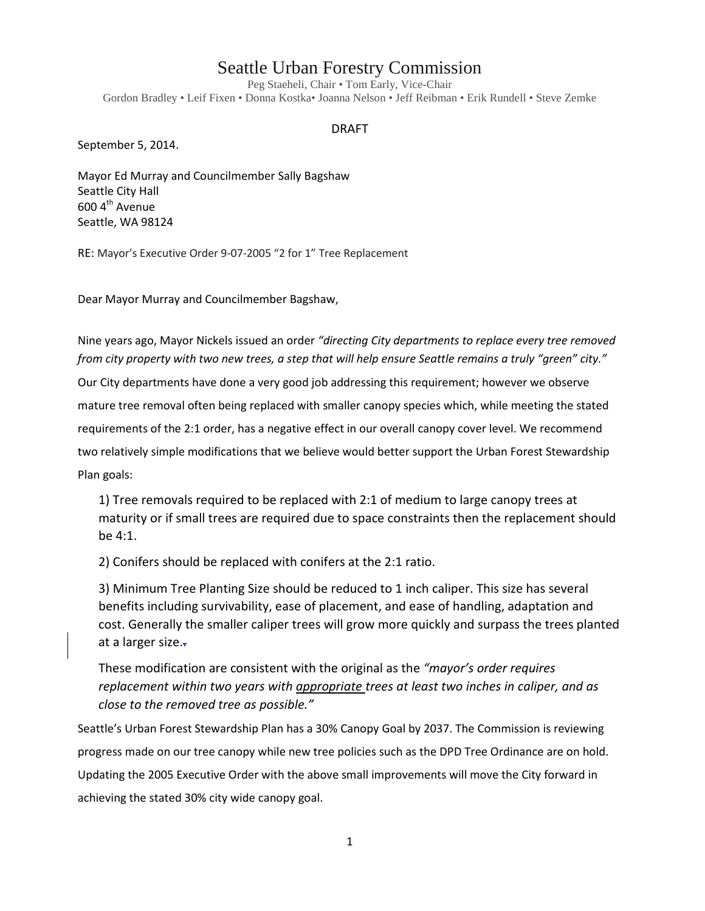# Seattle Urban Forestry Commission

Peg Staeheli, Chair • Tom Early, Vice-Chair
Gordon Bradley • Leif Fixen • Donna Kostka• Joanna Nelson • Jeff Reibman • Erik Rundell • Steve Zemke

DRAFT

September 5, 2014.

Mayor Ed Murray and Councilmember Sally Bagshaw
Seattle City Hall
600 4th Avenue
Seattle, WA 98124

RE: Mayor's Executive Order 9-07-2005 "2 for 1" Tree Replacement

Dear Mayor Murray and Councilmember Bagshaw,

Nine years ago, Mayor Nickels issued an order *"directing City departments to replace every tree removed from city property with two new trees, a step that will help ensure Seattle remains a truly "green" city."* Our City departments have done a very good job addressing this requirement; however we observe mature tree removal often being replaced with smaller canopy species which, while meeting the stated requirements of the 2:1 order, has a negative effect in our overall canopy cover level. We recommend two relatively simple modifications that we believe would better support the Urban Forest Stewardship Plan goals:

1) Tree removals required to be replaced with 2:1 of medium to large canopy trees at maturity or if small trees are required due to space constraints then the replacement should be 4:1.

2) Conifers should be replaced with conifers at the 2:1 ratio.

3) Minimum Tree Planting Size should be reduced to 1 inch caliper. This size has several benefits including survivability, ease of placement, and ease of handling, adaptation and cost. Generally the smaller caliper trees will grow more quickly and surpass the trees planted at a larger size..

These modification are consistent with the original as the *"mayor's order requires replacement within two years with appropriate trees at least two inches in caliper, and as close to the removed tree as possible."*

Seattle's Urban Forest Stewardship Plan has a 30% Canopy Goal by 2037. The Commission is reviewing progress made on our tree canopy while new tree policies such as the DPD Tree Ordinance are on hold. Updating the 2005 Executive Order with the above small improvements will move the City forward in achieving the stated 30% city wide canopy goal.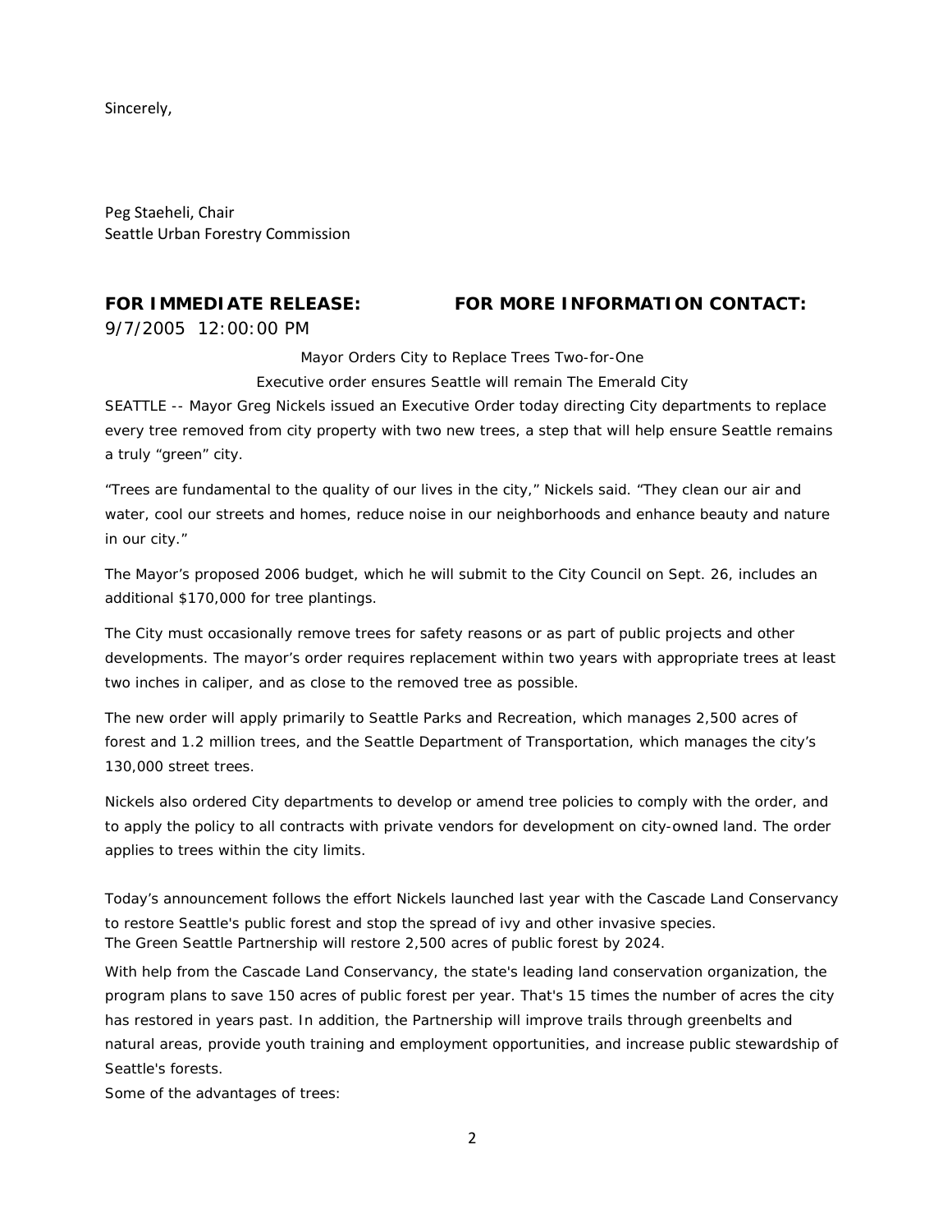Sincerely,

Peg Staeheli, Chair
Seattle Urban Forestry Commission

**FOR IMMEDIATE RELEASE:** **FOR MORE INFORMATION CONTACT:**

9/7/2005 12:00:00 PM

Mayor Orders City to Replace Trees Two-for-One

Executive order ensures Seattle will remain The Emerald City

SEATTLE -- Mayor Greg Nickels issued an Executive Order today directing City departments to replace every tree removed from city property with two new trees, a step that will help ensure Seattle remains a truly "green" city.

"Trees are fundamental to the quality of our lives in the city," Nickels said. "They clean our air and water, cool our streets and homes, reduce noise in our neighborhoods and enhance beauty and nature in our city."

The Mayor's proposed 2006 budget, which he will submit to the City Council on Sept. 26, includes an additional $170,000 for tree plantings.

The City must occasionally remove trees for safety reasons or as part of public projects and other developments. The mayor's order requires replacement within two years with appropriate trees at least two inches in caliper, and as close to the removed tree as possible.

The new order will apply primarily to Seattle Parks and Recreation, which manages 2,500 acres of forest and 1.2 million trees, and the Seattle Department of Transportation, which manages the city's 130,000 street trees.

Nickels also ordered City departments to develop or amend tree policies to comply with the order, and to apply the policy to all contracts with private vendors for development on city-owned land. The order applies to trees within the city limits.

Today's announcement follows the effort Nickels launched last year with the Cascade Land Conservancy to restore Seattle's public forest and stop the spread of ivy and other invasive species.
The Green Seattle Partnership will restore 2,500 acres of public forest by 2024.

With help from the Cascade Land Conservancy, the state's leading land conservation organization, the program plans to save 150 acres of public forest per year. That's 15 times the number of acres the city has restored in years past. In addition, the Partnership will improve trails through greenbelts and natural areas, provide youth training and employment opportunities, and increase public stewardship of Seattle's forests.

Some of the advantages of trees: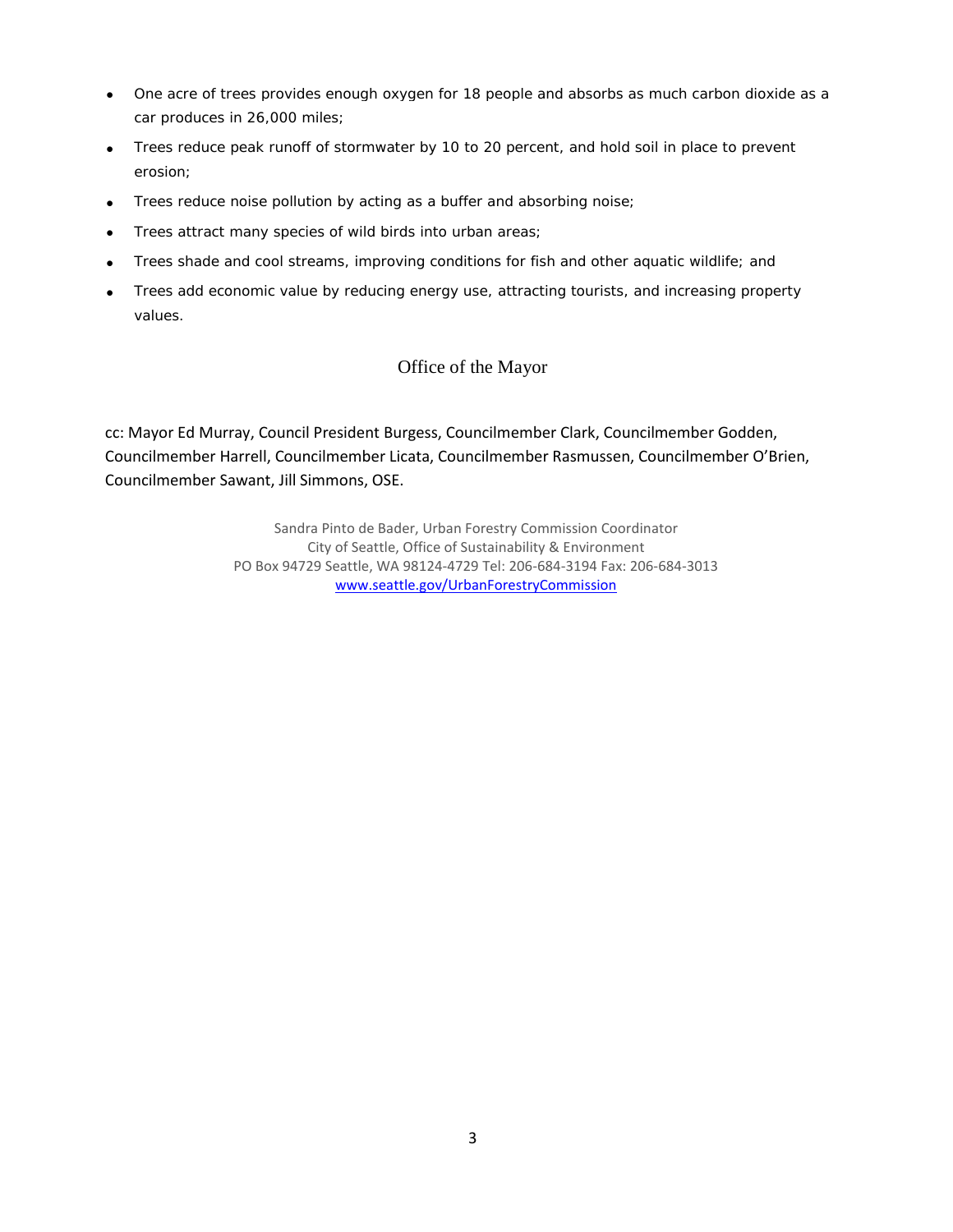- One acre of trees provides enough oxygen for 18 people and absorbs as much carbon dioxide as a car produces in 26,000 miles;
- Trees reduce peak runoff of stormwater by 10 to 20 percent, and hold soil in place to prevent erosion;
- Trees reduce noise pollution by acting as a buffer and absorbing noise;
- Trees attract many species of wild birds into urban areas;
- Trees shade and cool streams, improving conditions for fish and other aquatic wildlife; and
- Trees add economic value by reducing energy use, attracting tourists, and increasing property values.

Office of the Mayor

cc: Mayor Ed Murray, Council President Burgess, Councilmember Clark, Councilmember Godden, Councilmember Harrell, Councilmember Licata, Councilmember Rasmussen, Councilmember O'Brien, Councilmember Sawant, Jill Simmons, OSE.

Sandra Pinto de Bader, Urban Forestry Commission Coordinator
City of Seattle, Office of Sustainability & Environment
PO Box 94729 Seattle, WA 98124-4729 Tel: 206-684-3194 Fax: 206-684-3013
www.seattle.gov/UrbanForestryCommission